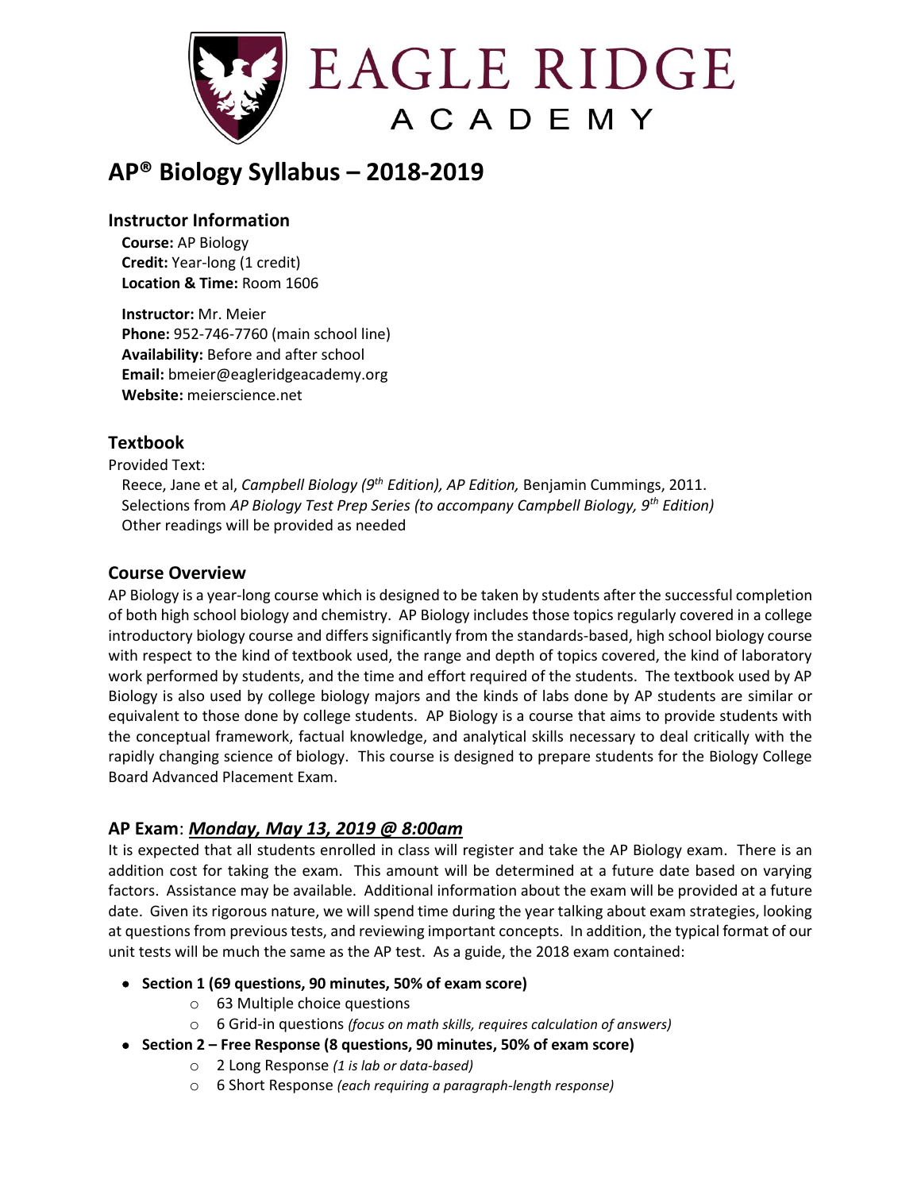# EAGLE RIDGE ACADEMY

# AP® Biology Syllabus – 2018-2019

## Instructor Information

**Course:** AP Biology
**Credit:** Year-long (1 credit)
**Location & Time:** Room 1606

**Instructor:** Mr. Meier
**Phone:** 952-746-7760 (main school line)
**Availability:** Before and after school
**Email:** bmeier@eagleridgeacademy.org
**Website:** meierscience.net

## Textbook

Provided Text:

Reece, Jane et al, *Campbell Biology (9th Edition), AP Edition,* Benjamin Cummings, 2011.
Selections from *AP Biology Test Prep Series (to accompany Campbell Biology, 9th Edition)*
Other readings will be provided as needed

## Course Overview

AP Biology is a year-long course which is designed to be taken by students after the successful completion of both high school biology and chemistry. AP Biology includes those topics regularly covered in a college introductory biology course and differs significantly from the standards-based, high school biology course with respect to the kind of textbook used, the range and depth of topics covered, the kind of laboratory work performed by students, and the time and effort required of the students. The textbook used by AP Biology is also used by college biology majors and the kinds of labs done by AP students are similar or equivalent to those done by college students. AP Biology is a course that aims to provide students with the conceptual framework, factual knowledge, and analytical skills necessary to deal critically with the rapidly changing science of biology. This course is designed to prepare students for the Biology College Board Advanced Placement Exam.

## AP Exam: ***Monday, May 13, 2019 @ 8:00am***

It is expected that all students enrolled in class will register and take the AP Biology exam. There is an addition cost for taking the exam. This amount will be determined at a future date based on varying factors. Assistance may be available. Additional information about the exam will be provided at a future date. Given its rigorous nature, we will spend time during the year talking about exam strategies, looking at questions from previous tests, and reviewing important concepts. In addition, the typical format of our unit tests will be much the same as the AP test. As a guide, the 2018 exam contained:

- **Section 1 (69 questions, 90 minutes, 50% of exam score)**
  - 63 Multiple choice questions
  - 6 Grid-in questions *(focus on math skills, requires calculation of answers)*
- **Section 2 – Free Response (8 questions, 90 minutes, 50% of exam score)**
  - 2 Long Response *(1 is lab or data-based)*
  - 6 Short Response *(each requiring a paragraph-length response)*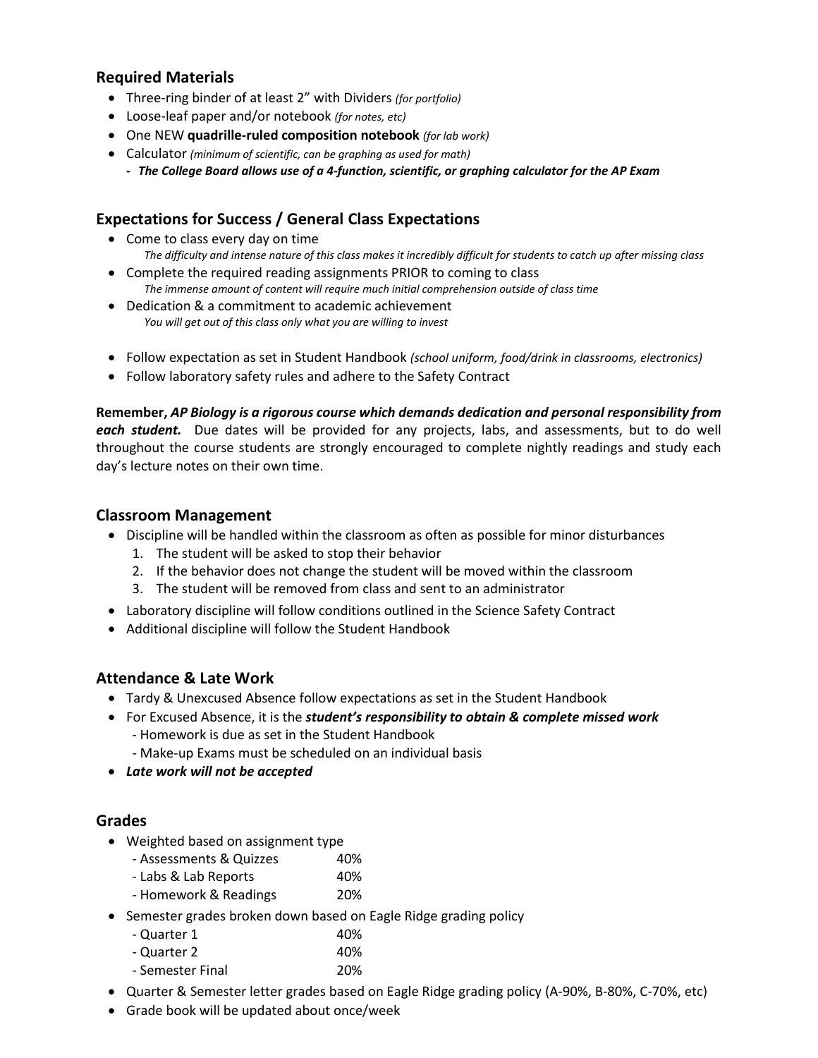## Required Materials

- Three-ring binder of at least 2” with Dividers *(for portfolio)*
- Loose-leaf paper and/or notebook *(for notes, etc)*
- One NEW **quadrille-ruled composition notebook** *(for lab work)*
- Calculator *(minimum of scientific, can be graphing as used for math)*
  - ***The College Board allows use of a 4-function, scientific, or graphing calculator for the AP Exam***

## Expectations for Success / General Class Expectations

- Come to class every day on time
  *The difficulty and intense nature of this class makes it incredibly difficult for students to catch up after missing class*
- Complete the required reading assignments PRIOR to coming to class
  *The immense amount of content will require much initial comprehension outside of class time*
- Dedication & a commitment to academic achievement
  *You will get out of this class only what you are willing to invest*
- Follow expectation as set in Student Handbook *(school uniform, food/drink in classrooms, electronics)*
- Follow laboratory safety rules and adhere to the Safety Contract

**Remember, *AP Biology is a rigorous course which demands dedication and personal responsibility from each student.*** Due dates will be provided for any projects, labs, and assessments, but to do well throughout the course students are strongly encouraged to complete nightly readings and study each day’s lecture notes on their own time.

## Classroom Management

- Discipline will be handled within the classroom as often as possible for minor disturbances
  1. The student will be asked to stop their behavior
  2. If the behavior does not change the student will be moved within the classroom
  3. The student will be removed from class and sent to an administrator
- Laboratory discipline will follow conditions outlined in the Science Safety Contract
- Additional discipline will follow the Student Handbook

## Attendance & Late Work

- Tardy & Unexcused Absence follow expectations as set in the Student Handbook
- For Excused Absence, it is the ***student’s responsibility to obtain & complete missed work***
  - Homework is due as set in the Student Handbook
  - Make-up Exams must be scheduled on an individual basis
- ***Late work will not be accepted***

## Grades

- Weighted based on assignment type
  - Assessments & Quizzes 40%
  - Labs & Lab Reports 40%
  - Homework & Readings 20%
- Semester grades broken down based on Eagle Ridge grading policy
  - Quarter 1 40%
  - Quarter 2 40%
  - Semester Final 20%
- Quarter & Semester letter grades based on Eagle Ridge grading policy (A-90%, B-80%, C-70%, etc)
- Grade book will be updated about once/week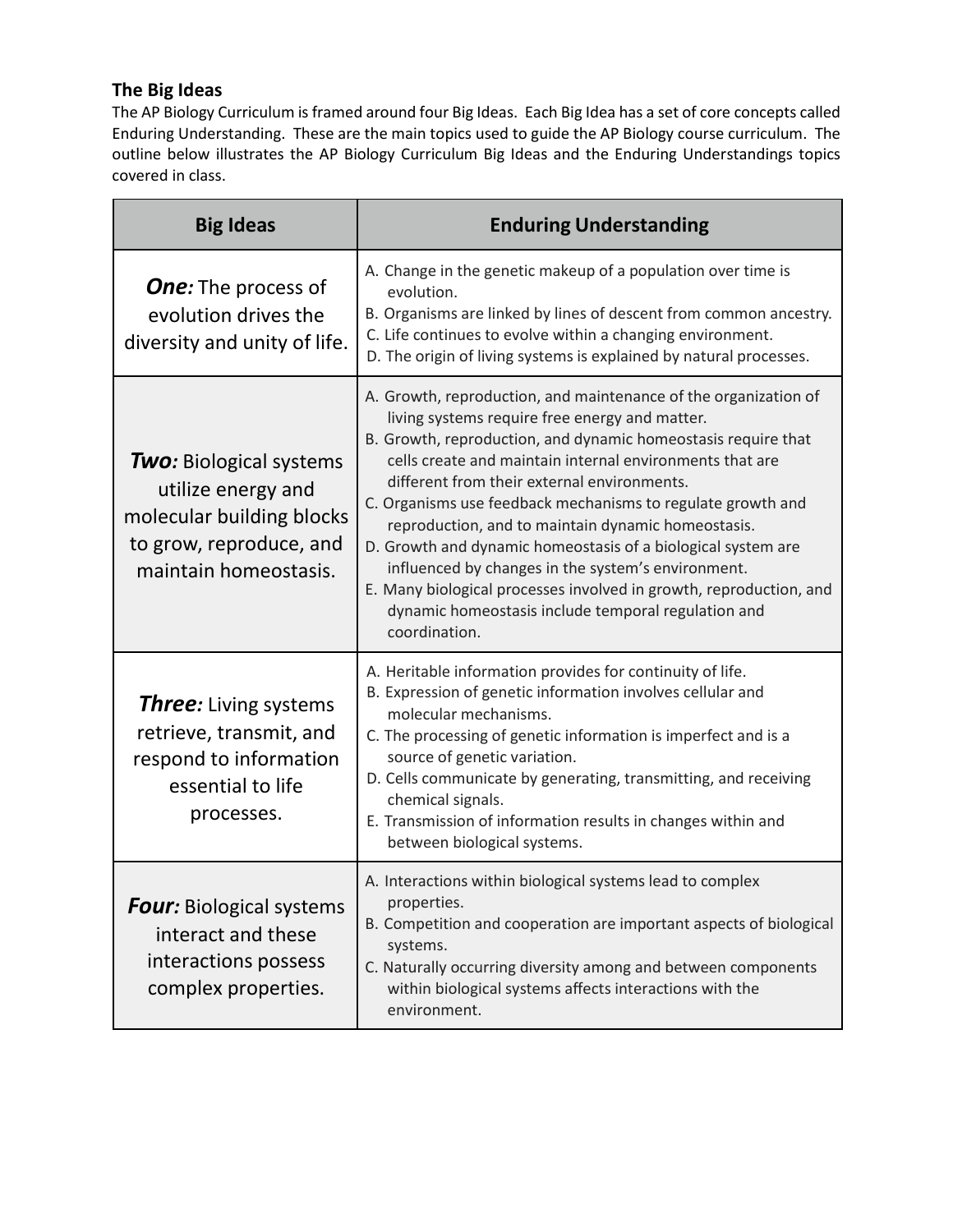## The Big Ideas

The AP Biology Curriculum is framed around four Big Ideas. Each Big Idea has a set of core concepts called Enduring Understanding. These are the main topics used to guide the AP Biology course curriculum. The outline below illustrates the AP Biology Curriculum Big Ideas and the Enduring Understandings topics covered in class.

| Big Ideas | Enduring Understanding |
|---|---|
| ***One:*** The process of evolution drives the diversity and unity of life. | A. Change in the genetic makeup of a population over time is evolution.<br>B. Organisms are linked by lines of descent from common ancestry.<br>C. Life continues to evolve within a changing environment.<br>D. The origin of living systems is explained by natural processes. |
| ***Two:*** Biological systems utilize energy and molecular building blocks to grow, reproduce, and maintain homeostasis. | A. Growth, reproduction, and maintenance of the organization of living systems require free energy and matter.<br>B. Growth, reproduction, and dynamic homeostasis require that cells create and maintain internal environments that are different from their external environments.<br>C. Organisms use feedback mechanisms to regulate growth and reproduction, and to maintain dynamic homeostasis.<br>D. Growth and dynamic homeostasis of a biological system are influenced by changes in the system's environment.<br>E. Many biological processes involved in growth, reproduction, and dynamic homeostasis include temporal regulation and coordination. |
| ***Three:*** Living systems retrieve, transmit, and respond to information essential to life processes. | A. Heritable information provides for continuity of life.<br>B. Expression of genetic information involves cellular and molecular mechanisms.<br>C. The processing of genetic information is imperfect and is a source of genetic variation.<br>D. Cells communicate by generating, transmitting, and receiving chemical signals.<br>E. Transmission of information results in changes within and between biological systems. |
| ***Four:*** Biological systems interact and these interactions possess complex properties. | A. Interactions within biological systems lead to complex properties.<br>B. Competition and cooperation are important aspects of biological systems.<br>C. Naturally occurring diversity among and between components within biological systems affects interactions with the environment. |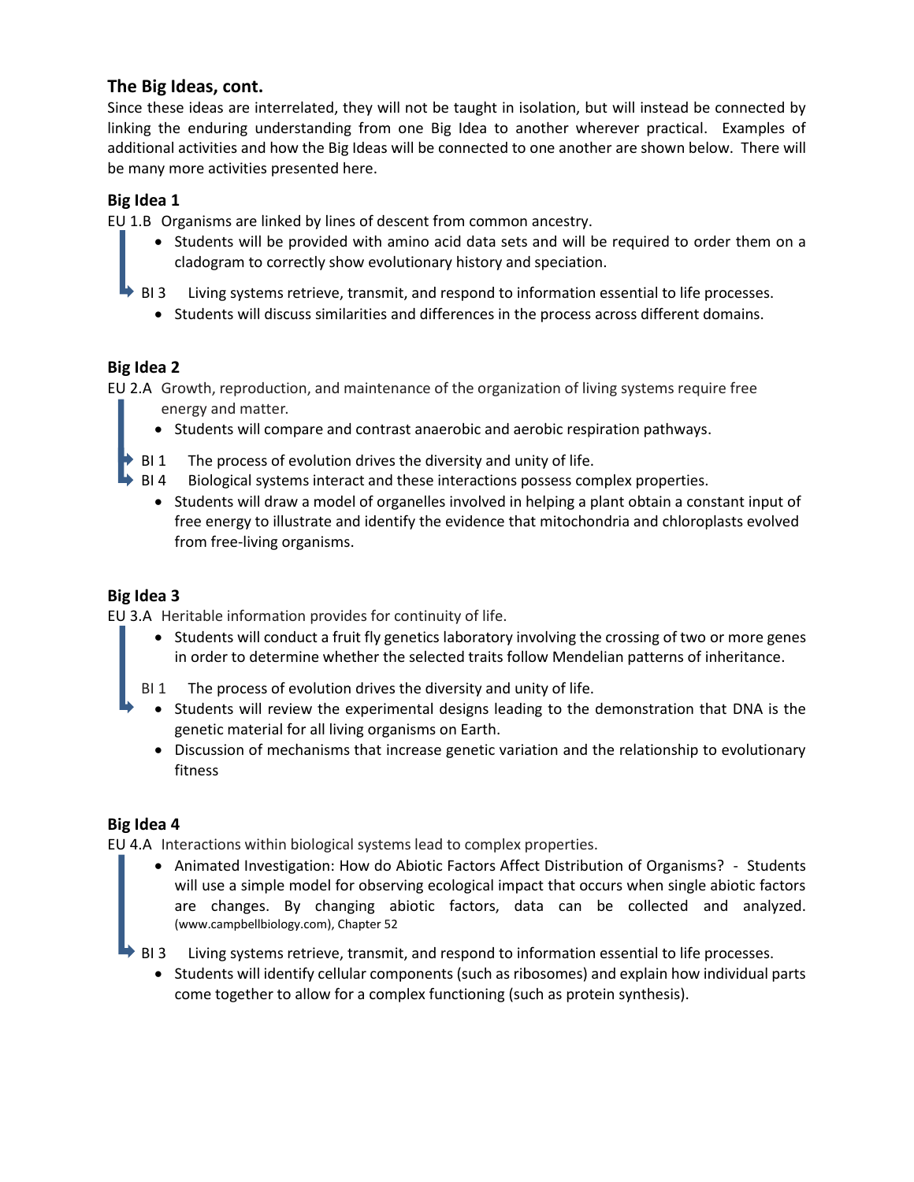## The Big Ideas, cont.

Since these ideas are interrelated, they will not be taught in isolation, but will instead be connected by linking the enduring understanding from one Big Idea to another wherever practical. Examples of additional activities and how the Big Ideas will be connected to one another are shown below. There will be many more activities presented here.

### Big Idea 1

EU 1.B Organisms are linked by lines of descent from common ancestry.

- Students will be provided with amino acid data sets and will be required to order them on a cladogram to correctly show evolutionary history and speciation.

BI 3 Living systems retrieve, transmit, and respond to information essential to life processes.

- Students will discuss similarities and differences in the process across different domains.

### Big Idea 2

EU 2.A Growth, reproduction, and maintenance of the organization of living systems require free energy and matter.

- Students will compare and contrast anaerobic and aerobic respiration pathways.

BI 1 The process of evolution drives the diversity and unity of life.

BI 4 Biological systems interact and these interactions possess complex properties.

- Students will draw a model of organelles involved in helping a plant obtain a constant input of free energy to illustrate and identify the evidence that mitochondria and chloroplasts evolved from free-living organisms.

### Big Idea 3

EU 3.A Heritable information provides for continuity of life.

- Students will conduct a fruit fly genetics laboratory involving the crossing of two or more genes in order to determine whether the selected traits follow Mendelian patterns of inheritance.

BI 1 The process of evolution drives the diversity and unity of life.

- Students will review the experimental designs leading to the demonstration that DNA is the genetic material for all living organisms on Earth.
- Discussion of mechanisms that increase genetic variation and the relationship to evolutionary fitness

### Big Idea 4

EU 4.A Interactions within biological systems lead to complex properties.

- Animated Investigation: How do Abiotic Factors Affect Distribution of Organisms? - Students will use a simple model for observing ecological impact that occurs when single abiotic factors are changes. By changing abiotic factors, data can be collected and analyzed. (www.campbellbiology.com), Chapter 52

BI 3 Living systems retrieve, transmit, and respond to information essential to life processes.

- Students will identify cellular components (such as ribosomes) and explain how individual parts come together to allow for a complex functioning (such as protein synthesis).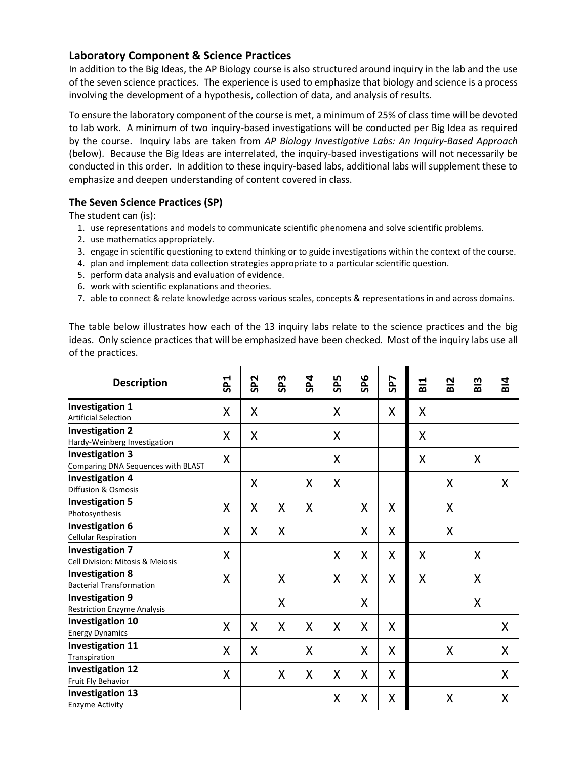## Laboratory Component & Science Practices

In addition to the Big Ideas, the AP Biology course is also structured around inquiry in the lab and the use of the seven science practices. The experience is used to emphasize that biology and science is a process involving the development of a hypothesis, collection of data, and analysis of results.

To ensure the laboratory component of the course is met, a minimum of 25% of class time will be devoted to lab work. A minimum of two inquiry-based investigations will be conducted per Big Idea as required by the course. Inquiry labs are taken from *AP Biology Investigative Labs: An Inquiry-Based Approach* (below). Because the Big Ideas are interrelated, the inquiry-based investigations will not necessarily be conducted in this order. In addition to these inquiry-based labs, additional labs will supplement these to emphasize and deepen understanding of content covered in class.

### The Seven Science Practices (SP)

The student can (is):

1. use representations and models to communicate scientific phenomena and solve scientific problems.
2. use mathematics appropriately.
3. engage in scientific questioning to extend thinking or to guide investigations within the context of the course.
4. plan and implement data collection strategies appropriate to a particular scientific question.
5. perform data analysis and evaluation of evidence.
6. work with scientific explanations and theories.
7. able to connect & relate knowledge across various scales, concepts & representations in and across domains.

The table below illustrates how each of the 13 inquiry labs relate to the science practices and the big ideas. Only science practices that will be emphasized have been checked. Most of the inquiry labs use all of the practices.

| Description | SP1 | SP2 | SP3 | SP4 | SP5 | SP6 | SP7 | BI1 | BI2 | BI3 | BI4 |
|---|---|---|---|---|---|---|---|---|---|---|---|
| **Investigation 1** Artificial Selection | X | X | | | X | | X | X | | | |
| **Investigation 2** Hardy-Weinberg Investigation | X | X | | | X | | | X | | | |
| **Investigation 3** Comparing DNA Sequences with BLAST | X | | | | X | | | X | | X | |
| **Investigation 4** Diffusion & Osmosis | | X | | X | X | | | | X | | X |
| **Investigation 5** Photosynthesis | X | X | X | X | | X | X | | X | | |
| **Investigation 6** Cellular Respiration | X | X | X | | | X | X | | X | | |
| **Investigation 7** Cell Division: Mitosis & Meiosis | X | | | | X | X | X | X | | X | |
| **Investigation 8** Bacterial Transformation | X | | X | | X | X | X | X | | X | |
| **Investigation 9** Restriction Enzyme Analysis | | | X | | | X | | | | X | |
| **Investigation 10** Energy Dynamics | X | X | X | X | X | X | X | | | | X |
| **Investigation 11** Transpiration | X | X | | X | | X | X | | X | | X |
| **Investigation 12** Fruit Fly Behavior | X | | X | X | X | X | X | | | | X |
| **Investigation 13** Enzyme Activity | | | | | X | X | X | | X | | X |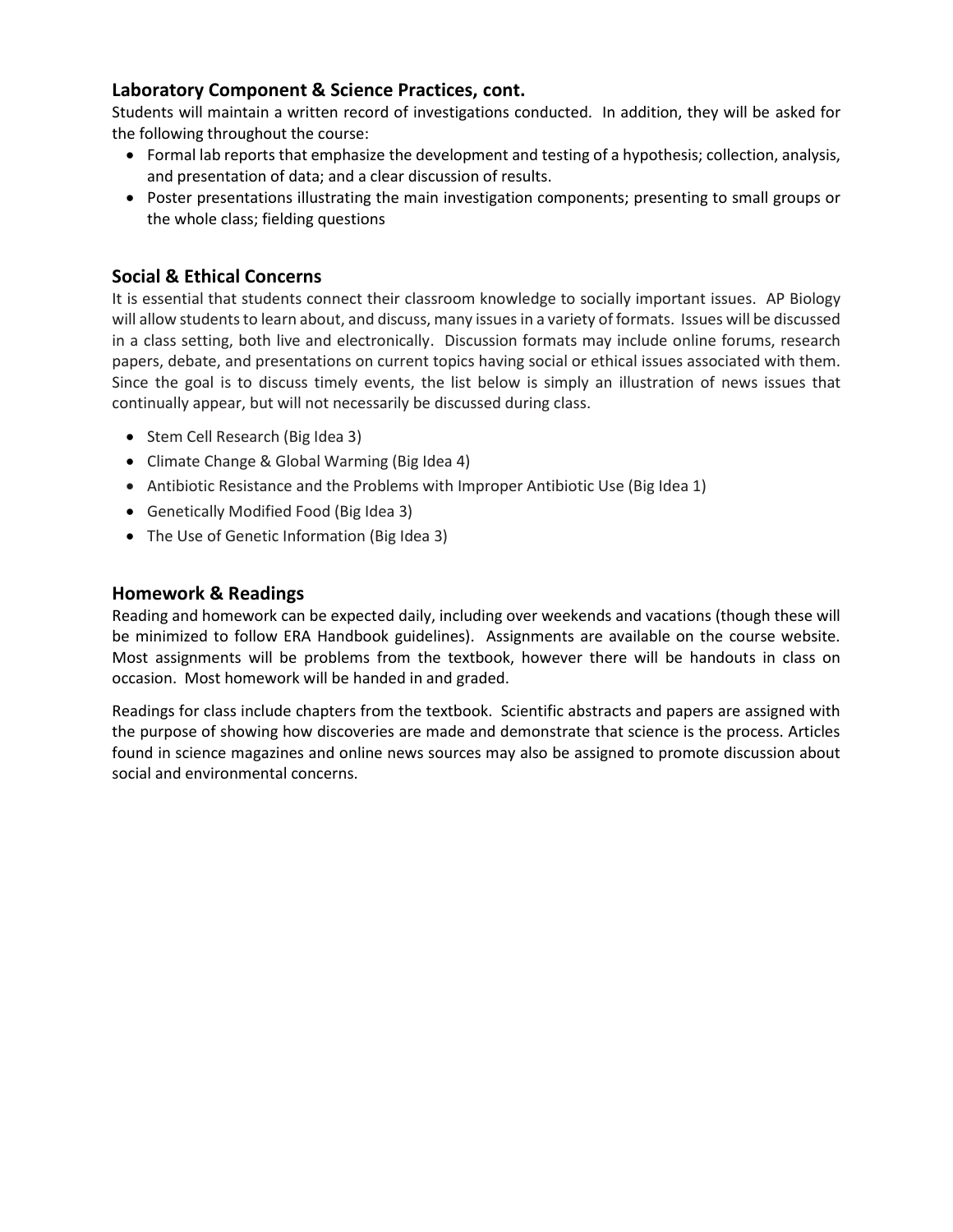## Laboratory Component & Science Practices, cont.

Students will maintain a written record of investigations conducted. In addition, they will be asked for the following throughout the course:

- Formal lab reports that emphasize the development and testing of a hypothesis; collection, analysis, and presentation of data; and a clear discussion of results.
- Poster presentations illustrating the main investigation components; presenting to small groups or the whole class; fielding questions

## Social & Ethical Concerns

It is essential that students connect their classroom knowledge to socially important issues. AP Biology will allow students to learn about, and discuss, many issues in a variety of formats. Issues will be discussed in a class setting, both live and electronically. Discussion formats may include online forums, research papers, debate, and presentations on current topics having social or ethical issues associated with them. Since the goal is to discuss timely events, the list below is simply an illustration of news issues that continually appear, but will not necessarily be discussed during class.

- Stem Cell Research (Big Idea 3)
- Climate Change & Global Warming (Big Idea 4)
- Antibiotic Resistance and the Problems with Improper Antibiotic Use (Big Idea 1)
- Genetically Modified Food (Big Idea 3)
- The Use of Genetic Information (Big Idea 3)

## Homework & Readings

Reading and homework can be expected daily, including over weekends and vacations (though these will be minimized to follow ERA Handbook guidelines). Assignments are available on the course website. Most assignments will be problems from the textbook, however there will be handouts in class on occasion. Most homework will be handed in and graded.

Readings for class include chapters from the textbook. Scientific abstracts and papers are assigned with the purpose of showing how discoveries are made and demonstrate that science is the process. Articles found in science magazines and online news sources may also be assigned to promote discussion about social and environmental concerns.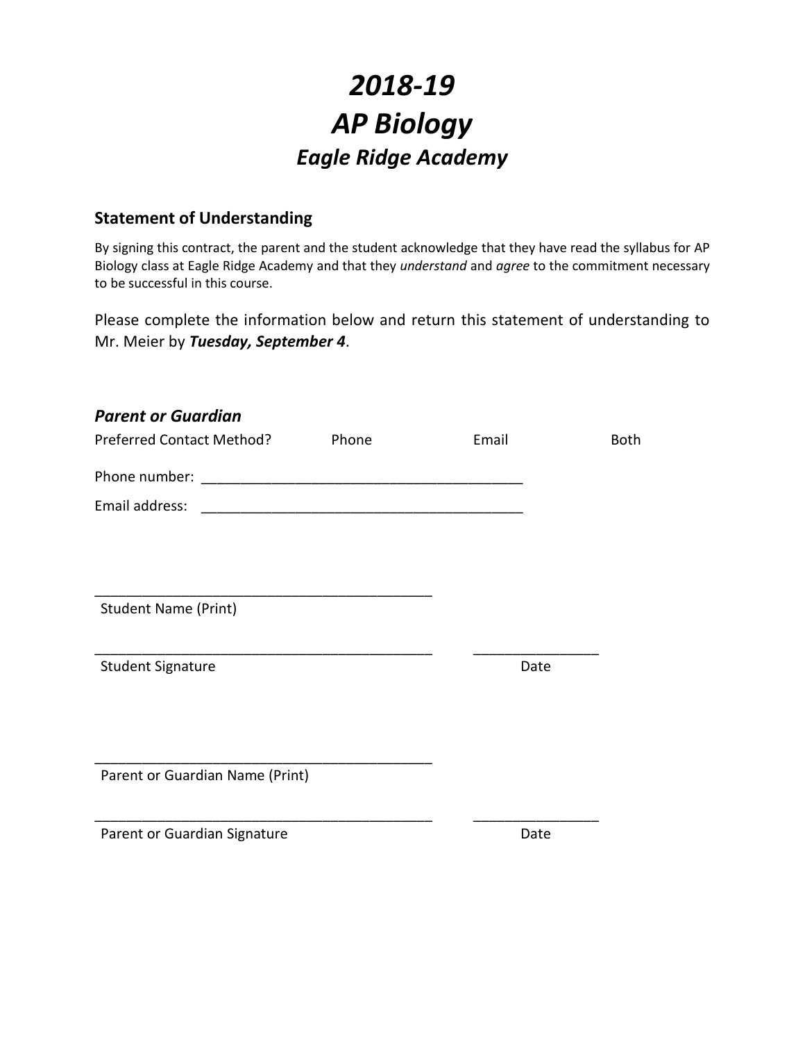# *2018-19*
# *AP Biology*
## *Eagle Ridge Academy*

### Statement of Understanding

By signing this contract, the parent and the student acknowledge that they have read the syllabus for AP Biology class at Eagle Ridge Academy and that they *understand* and *agree* to the commitment necessary to be successful in this course.

Please complete the information below and return this statement of understanding to Mr. Meier by ***Tuesday, September 4***.

### *Parent or Guardian*

Preferred Contact Method? Phone Email Both

Phone number: ________________________________________

Email address: ________________________________________

____________________________________________
Student Name (Print)

____________________________________________ ________________
Student Signature Date

____________________________________________
Parent or Guardian Name (Print)

____________________________________________ ________________
Parent or Guardian Signature Date